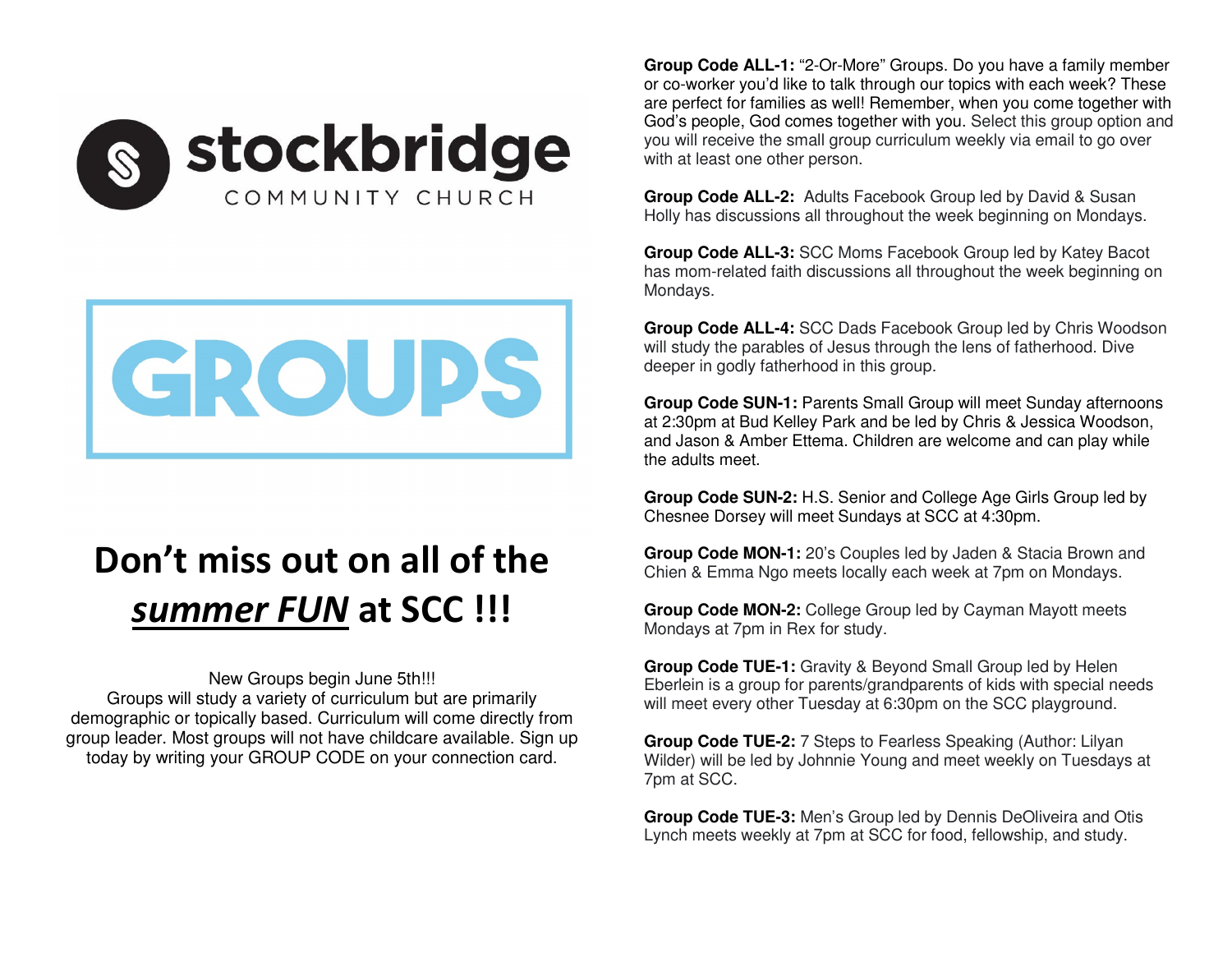# stockbridge

COMMUNITY CHURCH

# GROUPS

## Don't miss out on all of the ***summer FUN*** at SCC !!!

New Groups begin June 5th!!!
Groups will study a variety of curriculum but are primarily demographic or topically based. Curriculum will come directly from group leader. Most groups will not have childcare available. Sign up today by writing your GROUP CODE on your connection card.

**Group Code ALL-1:** "2-Or-More" Groups. Do you have a family member or co-worker you'd like to talk through our topics with each week? These are perfect for families as well! Remember, when you come together with God's people, God comes together with you. Select this group option and you will receive the small group curriculum weekly via email to go over with at least one other person.

**Group Code ALL-2:** Adults Facebook Group led by David & Susan Holly has discussions all throughout the week beginning on Mondays.

**Group Code ALL-3:** SCC Moms Facebook Group led by Katey Bacot has mom-related faith discussions all throughout the week beginning on Mondays.

**Group Code ALL-4:** SCC Dads Facebook Group led by Chris Woodson will study the parables of Jesus through the lens of fatherhood. Dive deeper in godly fatherhood in this group.

**Group Code SUN-1:** Parents Small Group will meet Sunday afternoons at 2:30pm at Bud Kelley Park and be led by Chris & Jessica Woodson, and Jason & Amber Ettema. Children are welcome and can play while the adults meet.

**Group Code SUN-2:** H.S. Senior and College Age Girls Group led by Chesnee Dorsey will meet Sundays at SCC at 4:30pm.

**Group Code MON-1:** 20's Couples led by Jaden & Stacia Brown and Chien & Emma Ngo meets locally each week at 7pm on Mondays.

**Group Code MON-2:** College Group led by Cayman Mayott meets Mondays at 7pm in Rex for study.

**Group Code TUE-1:** Gravity & Beyond Small Group led by Helen Eberlein is a group for parents/grandparents of kids with special needs will meet every other Tuesday at 6:30pm on the SCC playground.

**Group Code TUE-2:** 7 Steps to Fearless Speaking (Author: Lilyan Wilder) will be led by Johnnie Young and meet weekly on Tuesdays at 7pm at SCC.

**Group Code TUE-3:** Men's Group led by Dennis DeOliveira and Otis Lynch meets weekly at 7pm at SCC for food, fellowship, and study.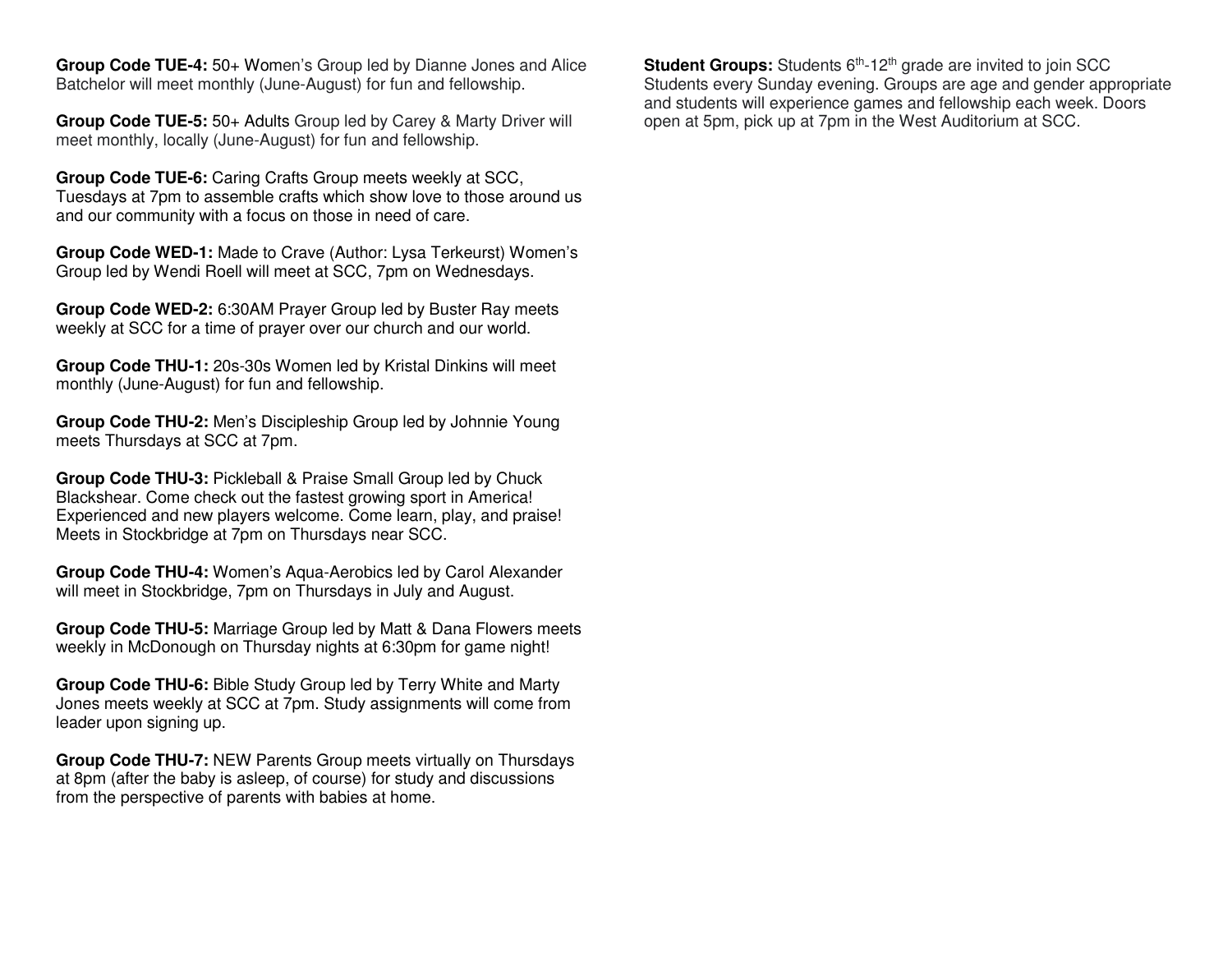**Group Code TUE-4:** 50+ Women's Group led by Dianne Jones and Alice Batchelor will meet monthly (June-August) for fun and fellowship.

**Group Code TUE-5:** 50+ Adults Group led by Carey & Marty Driver will meet monthly, locally (June-August) for fun and fellowship.

**Group Code TUE-6:** Caring Crafts Group meets weekly at SCC, Tuesdays at 7pm to assemble crafts which show love to those around us and our community with a focus on those in need of care.

**Group Code WED-1:** Made to Crave (Author: Lysa Terkeurst) Women's Group led by Wendi Roell will meet at SCC, 7pm on Wednesdays.

**Group Code WED-2:** 6:30AM Prayer Group led by Buster Ray meets weekly at SCC for a time of prayer over our church and our world.

**Group Code THU-1:** 20s-30s Women led by Kristal Dinkins will meet monthly (June-August) for fun and fellowship.

**Group Code THU-2:** Men's Discipleship Group led by Johnnie Young meets Thursdays at SCC at 7pm.

**Group Code THU-3:** Pickleball & Praise Small Group led by Chuck Blackshear. Come check out the fastest growing sport in America! Experienced and new players welcome. Come learn, play, and praise! Meets in Stockbridge at 7pm on Thursdays near SCC.

**Group Code THU-4:** Women's Aqua-Aerobics led by Carol Alexander will meet in Stockbridge, 7pm on Thursdays in July and August.

**Group Code THU-5:** Marriage Group led by Matt & Dana Flowers meets weekly in McDonough on Thursday nights at 6:30pm for game night!

**Group Code THU-6:** Bible Study Group led by Terry White and Marty Jones meets weekly at SCC at 7pm. Study assignments will come from leader upon signing up.

**Group Code THU-7:** NEW Parents Group meets virtually on Thursdays at 8pm (after the baby is asleep, of course) for study and discussions from the perspective of parents with babies at home.

**Student Groups:** Students 6th-12th grade are invited to join SCC Students every Sunday evening. Groups are age and gender appropriate and students will experience games and fellowship each week. Doors open at 5pm, pick up at 7pm in the West Auditorium at SCC.